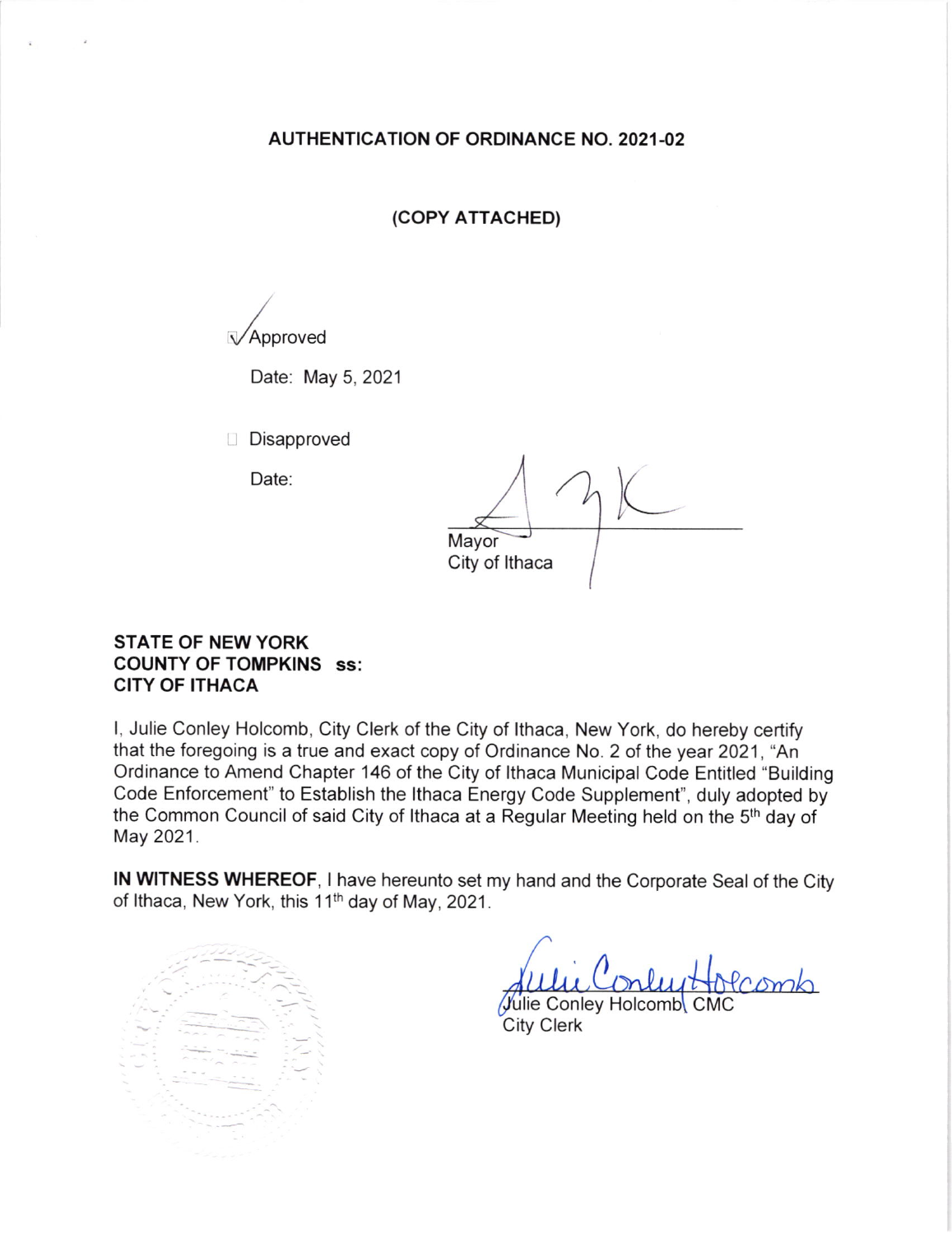## AUTHENTICATION OF ORDINANCE NO. 2021-02

### (COPY ATTACHED)

☑ Approved

Date: May 5, 2021

☐ Disapproved

Date:

Mayor
City of Ithaca

**STATE OF NEW YORK**
**COUNTY OF TOMPKINS ss:**
**CITY OF ITHACA**

I, Julie Conley Holcomb, City Clerk of the City of Ithaca, New York, do hereby certify that the foregoing is a true and exact copy of Ordinance No. 2 of the year 2021, "An Ordinance to Amend Chapter 146 of the City of Ithaca Municipal Code Entitled "Building Code Enforcement" to Establish the Ithaca Energy Code Supplement", duly adopted by the Common Council of said City of Ithaca at a Regular Meeting held on the 5th day of May 2021.

**IN WITNESS WHEREOF**, I have hereunto set my hand and the Corporate Seal of the City of Ithaca, New York, this 11th day of May, 2021.

Julie Conley Holcomb, CMC
City Clerk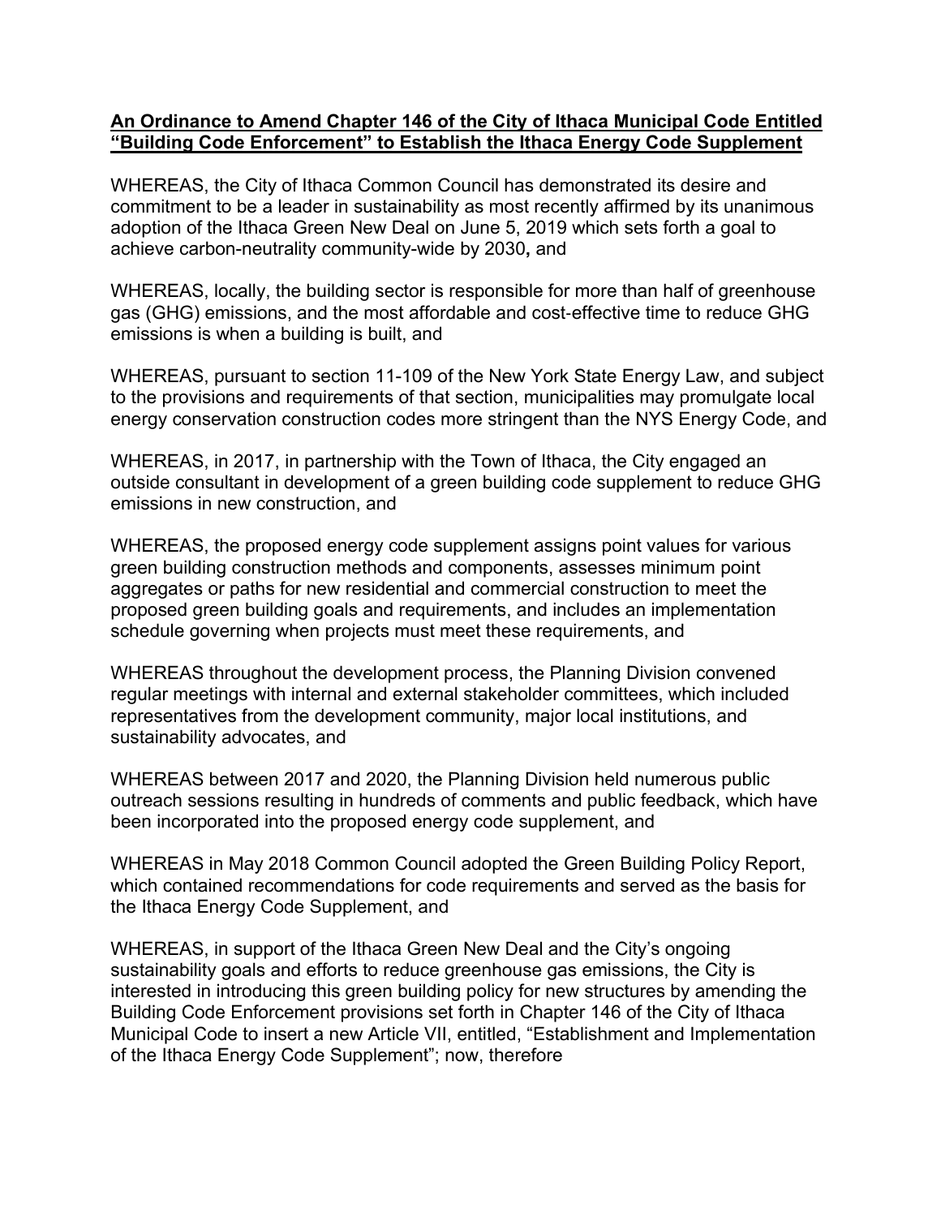**An Ordinance to Amend Chapter 146 of the City of Ithaca Municipal Code Entitled "Building Code Enforcement" to Establish the Ithaca Energy Code Supplement**

WHEREAS, the City of Ithaca Common Council has demonstrated its desire and commitment to be a leader in sustainability as most recently affirmed by its unanimous adoption of the Ithaca Green New Deal on June 5, 2019 which sets forth a goal to achieve carbon-neutrality community-wide by 2030**,** and

WHEREAS, locally, the building sector is responsible for more than half of greenhouse gas (GHG) emissions, and the most affordable and cost-effective time to reduce GHG emissions is when a building is built, and

WHEREAS, pursuant to section 11-109 of the New York State Energy Law, and subject to the provisions and requirements of that section, municipalities may promulgate local energy conservation construction codes more stringent than the NYS Energy Code, and

WHEREAS, in 2017, in partnership with the Town of Ithaca, the City engaged an outside consultant in development of a green building code supplement to reduce GHG emissions in new construction, and

WHEREAS, the proposed energy code supplement assigns point values for various green building construction methods and components, assesses minimum point aggregates or paths for new residential and commercial construction to meet the proposed green building goals and requirements, and includes an implementation schedule governing when projects must meet these requirements, and

WHEREAS throughout the development process, the Planning Division convened regular meetings with internal and external stakeholder committees, which included representatives from the development community, major local institutions, and sustainability advocates, and

WHEREAS between 2017 and 2020, the Planning Division held numerous public outreach sessions resulting in hundreds of comments and public feedback, which have been incorporated into the proposed energy code supplement, and

WHEREAS in May 2018 Common Council adopted the Green Building Policy Report, which contained recommendations for code requirements and served as the basis for the Ithaca Energy Code Supplement, and

WHEREAS, in support of the Ithaca Green New Deal and the City's ongoing sustainability goals and efforts to reduce greenhouse gas emissions, the City is interested in introducing this green building policy for new structures by amending the Building Code Enforcement provisions set forth in Chapter 146 of the City of Ithaca Municipal Code to insert a new Article VII, entitled, "Establishment and Implementation of the Ithaca Energy Code Supplement"; now, therefore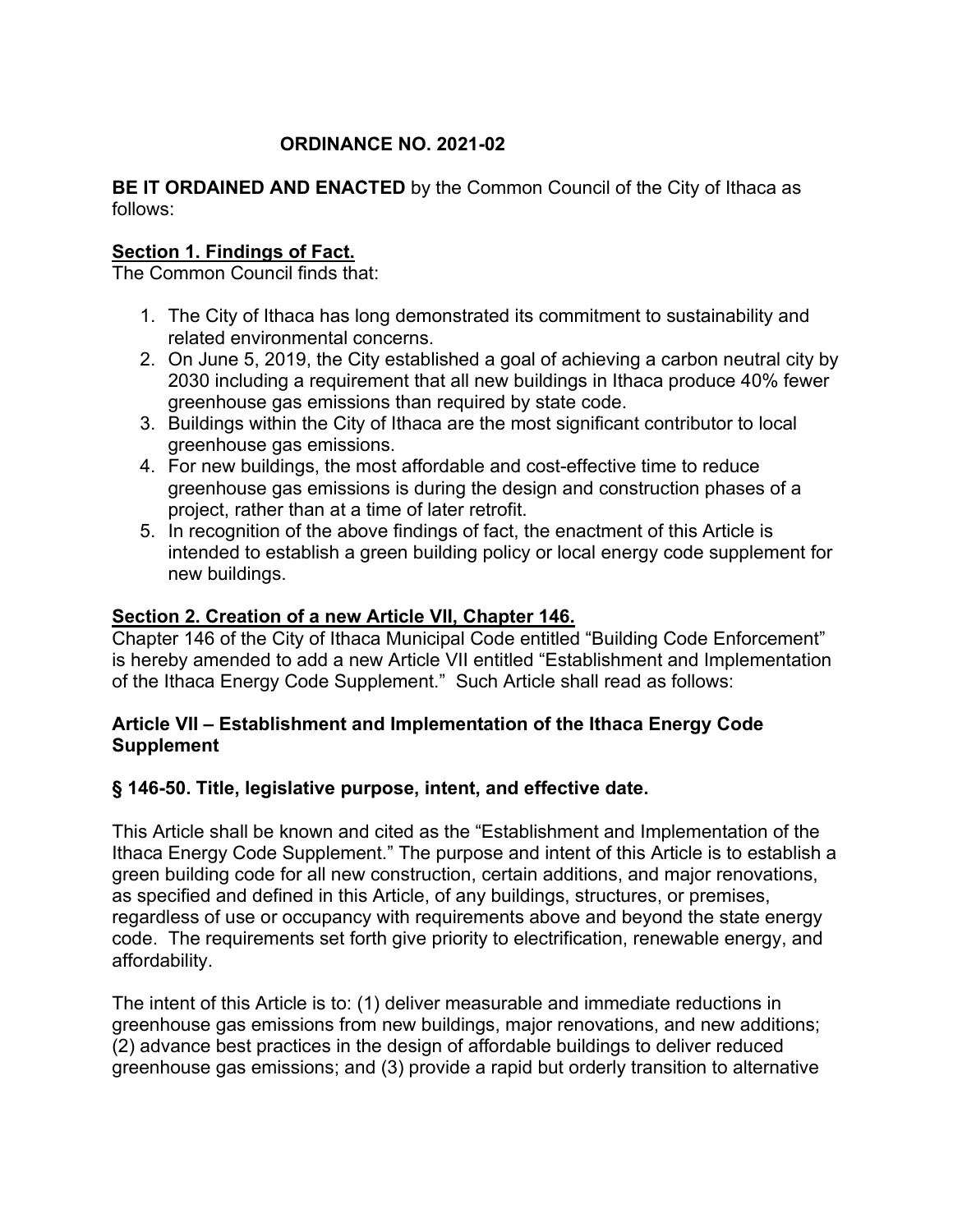## ORDINANCE NO. 2021-02

**BE IT ORDAINED AND ENACTED** by the Common Council of the City of Ithaca as follows:

**Section 1. Findings of Fact.**

The Common Council finds that:

1. The City of Ithaca has long demonstrated its commitment to sustainability and related environmental concerns.
2. On June 5, 2019, the City established a goal of achieving a carbon neutral city by 2030 including a requirement that all new buildings in Ithaca produce 40% fewer greenhouse gas emissions than required by state code.
3. Buildings within the City of Ithaca are the most significant contributor to local greenhouse gas emissions.
4. For new buildings, the most affordable and cost-effective time to reduce greenhouse gas emissions is during the design and construction phases of a project, rather than at a time of later retrofit.
5. In recognition of the above findings of fact, the enactment of this Article is intended to establish a green building policy or local energy code supplement for new buildings.

**Section 2. Creation of a new Article VII, Chapter 146.**

Chapter 146 of the City of Ithaca Municipal Code entitled "Building Code Enforcement" is hereby amended to add a new Article VII entitled "Establishment and Implementation of the Ithaca Energy Code Supplement." Such Article shall read as follows:

### Article VII – Establishment and Implementation of the Ithaca Energy Code Supplement

### § 146-50. Title, legislative purpose, intent, and effective date.

This Article shall be known and cited as the "Establishment and Implementation of the Ithaca Energy Code Supplement." The purpose and intent of this Article is to establish a green building code for all new construction, certain additions, and major renovations, as specified and defined in this Article, of any buildings, structures, or premises, regardless of use or occupancy with requirements above and beyond the state energy code. The requirements set forth give priority to electrification, renewable energy, and affordability.

The intent of this Article is to: (1) deliver measurable and immediate reductions in greenhouse gas emissions from new buildings, major renovations, and new additions; (2) advance best practices in the design of affordable buildings to deliver reduced greenhouse gas emissions; and (3) provide a rapid but orderly transition to alternative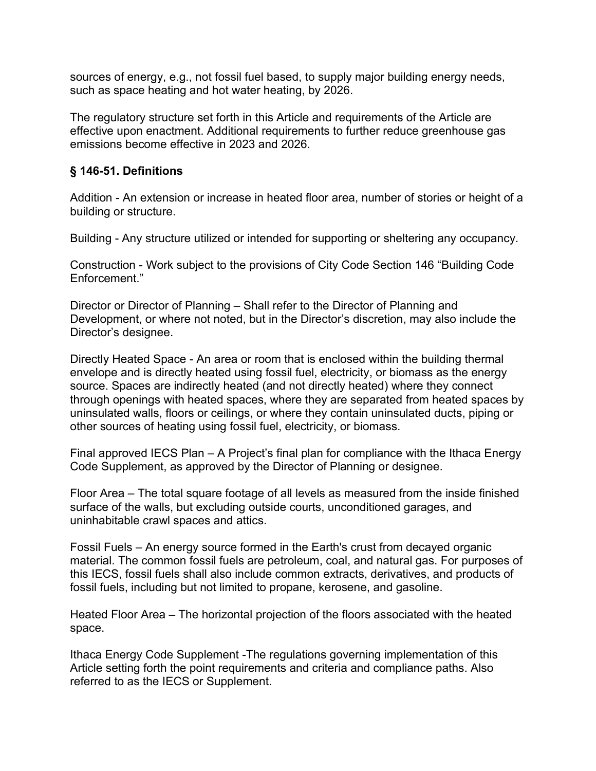sources of energy, e.g., not fossil fuel based, to supply major building energy needs, such as space heating and hot water heating, by 2026.

The regulatory structure set forth in this Article and requirements of the Article are effective upon enactment. Additional requirements to further reduce greenhouse gas emissions become effective in 2023 and 2026.

### § 146-51. Definitions

Addition - An extension or increase in heated floor area, number of stories or height of a building or structure.

Building - Any structure utilized or intended for supporting or sheltering any occupancy.

Construction - Work subject to the provisions of City Code Section 146 "Building Code Enforcement."

Director or Director of Planning – Shall refer to the Director of Planning and Development, or where not noted, but in the Director's discretion, may also include the Director's designee.

Directly Heated Space - An area or room that is enclosed within the building thermal envelope and is directly heated using fossil fuel, electricity, or biomass as the energy source. Spaces are indirectly heated (and not directly heated) where they connect through openings with heated spaces, where they are separated from heated spaces by uninsulated walls, floors or ceilings, or where they contain uninsulated ducts, piping or other sources of heating using fossil fuel, electricity, or biomass.

Final approved IECS Plan – A Project's final plan for compliance with the Ithaca Energy Code Supplement, as approved by the Director of Planning or designee.

Floor Area – The total square footage of all levels as measured from the inside finished surface of the walls, but excluding outside courts, unconditioned garages, and uninhabitable crawl spaces and attics.

Fossil Fuels – An energy source formed in the Earth's crust from decayed organic material. The common fossil fuels are petroleum, coal, and natural gas. For purposes of this IECS, fossil fuels shall also include common extracts, derivatives, and products of fossil fuels, including but not limited to propane, kerosene, and gasoline.

Heated Floor Area – The horizontal projection of the floors associated with the heated space.

Ithaca Energy Code Supplement -The regulations governing implementation of this Article setting forth the point requirements and criteria and compliance paths. Also referred to as the IECS or Supplement.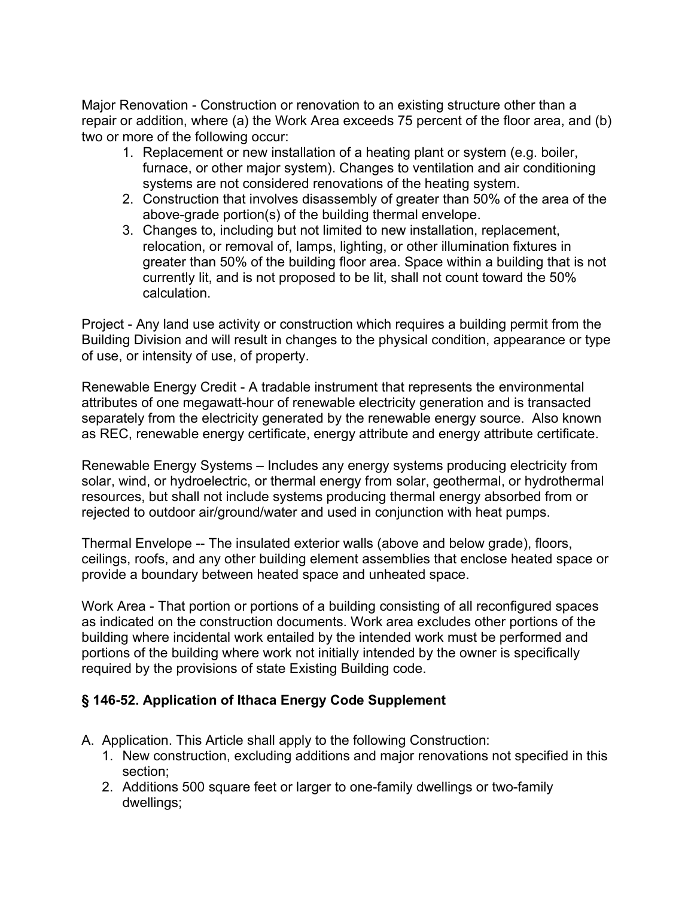Major Renovation - Construction or renovation to an existing structure other than a repair or addition, where (a) the Work Area exceeds 75 percent of the floor area, and (b) two or more of the following occur:

1. Replacement or new installation of a heating plant or system (e.g. boiler, furnace, or other major system). Changes to ventilation and air conditioning systems are not considered renovations of the heating system.
2. Construction that involves disassembly of greater than 50% of the area of the above-grade portion(s) of the building thermal envelope.
3. Changes to, including but not limited to new installation, replacement, relocation, or removal of, lamps, lighting, or other illumination fixtures in greater than 50% of the building floor area. Space within a building that is not currently lit, and is not proposed to be lit, shall not count toward the 50% calculation.

Project - Any land use activity or construction which requires a building permit from the Building Division and will result in changes to the physical condition, appearance or type of use, or intensity of use, of property.

Renewable Energy Credit - A tradable instrument that represents the environmental attributes of one megawatt-hour of renewable electricity generation and is transacted separately from the electricity generated by the renewable energy source. Also known as REC, renewable energy certificate, energy attribute and energy attribute certificate.

Renewable Energy Systems – Includes any energy systems producing electricity from solar, wind, or hydroelectric, or thermal energy from solar, geothermal, or hydrothermal resources, but shall not include systems producing thermal energy absorbed from or rejected to outdoor air/ground/water and used in conjunction with heat pumps.

Thermal Envelope -- The insulated exterior walls (above and below grade), floors, ceilings, roofs, and any other building element assemblies that enclose heated space or provide a boundary between heated space and unheated space.

Work Area - That portion or portions of a building consisting of all reconfigured spaces as indicated on the construction documents. Work area excludes other portions of the building where incidental work entailed by the intended work must be performed and portions of the building where work not initially intended by the owner is specifically required by the provisions of state Existing Building code.

## § 146-52. Application of Ithaca Energy Code Supplement

A. Application. This Article shall apply to the following Construction:
   1. New construction, excluding additions and major renovations not specified in this section;
   2. Additions 500 square feet or larger to one-family dwellings or two-family dwellings;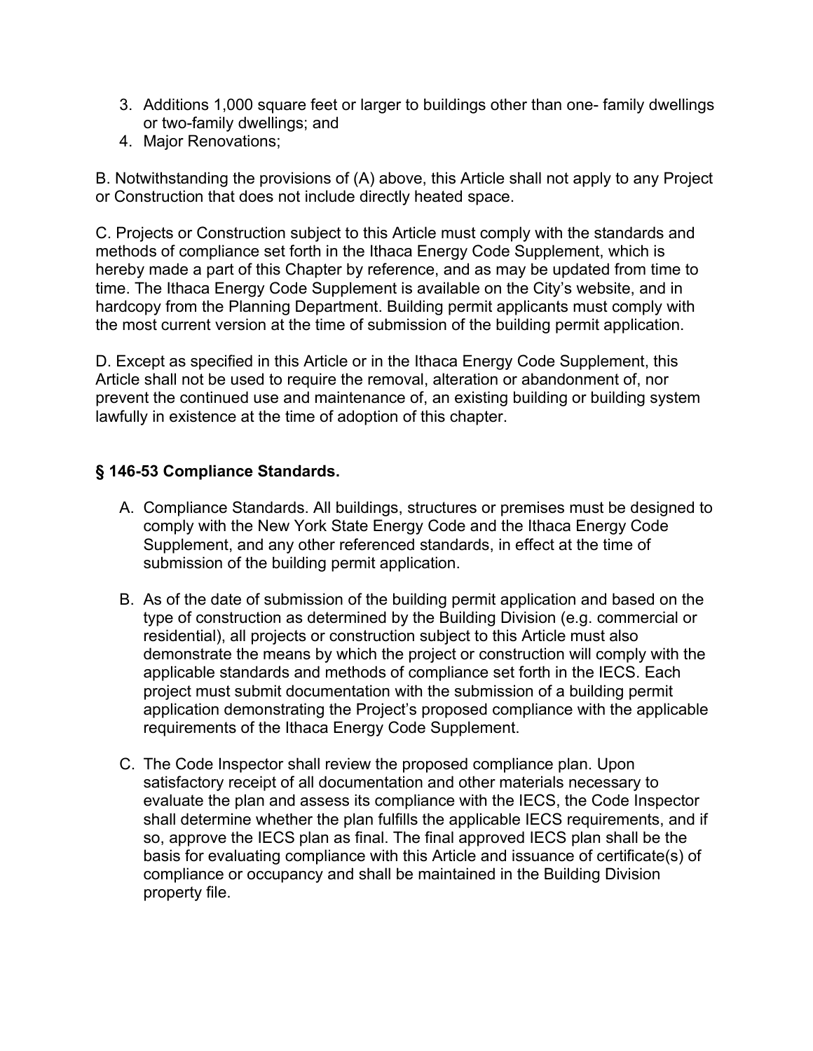3. Additions 1,000 square feet or larger to buildings other than one- family dwellings or two-family dwellings; and
4. Major Renovations;

B. Notwithstanding the provisions of (A) above, this Article shall not apply to any Project or Construction that does not include directly heated space.

C. Projects or Construction subject to this Article must comply with the standards and methods of compliance set forth in the Ithaca Energy Code Supplement, which is hereby made a part of this Chapter by reference, and as may be updated from time to time. The Ithaca Energy Code Supplement is available on the City's website, and in hardcopy from the Planning Department. Building permit applicants must comply with the most current version at the time of submission of the building permit application.

D. Except as specified in this Article or in the Ithaca Energy Code Supplement, this Article shall not be used to require the removal, alteration or abandonment of, nor prevent the continued use and maintenance of, an existing building or building system lawfully in existence at the time of adoption of this chapter.

### § 146-53 Compliance Standards.

A. Compliance Standards. All buildings, structures or premises must be designed to comply with the New York State Energy Code and the Ithaca Energy Code Supplement, and any other referenced standards, in effect at the time of submission of the building permit application.

B. As of the date of submission of the building permit application and based on the type of construction as determined by the Building Division (e.g. commercial or residential), all projects or construction subject to this Article must also demonstrate the means by which the project or construction will comply with the applicable standards and methods of compliance set forth in the IECS. Each project must submit documentation with the submission of a building permit application demonstrating the Project's proposed compliance with the applicable requirements of the Ithaca Energy Code Supplement.

C. The Code Inspector shall review the proposed compliance plan. Upon satisfactory receipt of all documentation and other materials necessary to evaluate the plan and assess its compliance with the IECS, the Code Inspector shall determine whether the plan fulfills the applicable IECS requirements, and if so, approve the IECS plan as final. The final approved IECS plan shall be the basis for evaluating compliance with this Article and issuance of certificate(s) of compliance or occupancy and shall be maintained in the Building Division property file.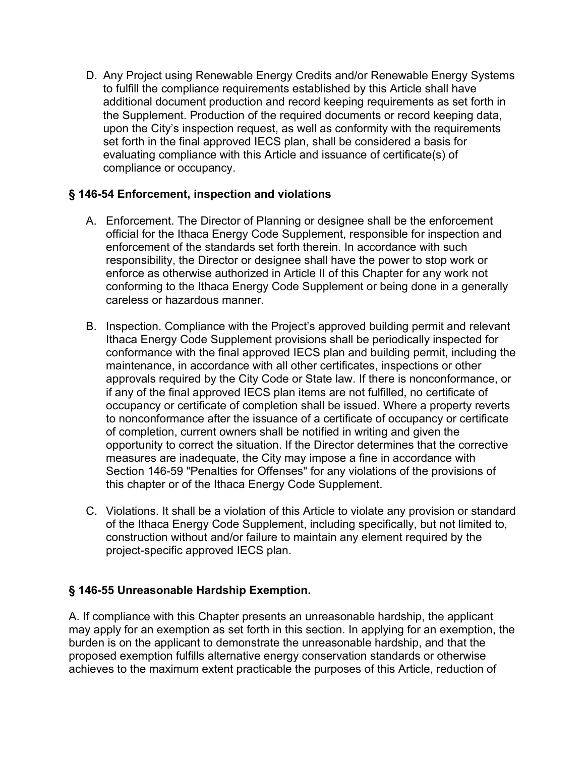D. Any Project using Renewable Energy Credits and/or Renewable Energy Systems to fulfill the compliance requirements established by this Article shall have additional document production and record keeping requirements as set forth in the Supplement. Production of the required documents or record keeping data, upon the City's inspection request, as well as conformity with the requirements set forth in the final approved IECS plan, shall be considered a basis for evaluating compliance with this Article and issuance of certificate(s) of compliance or occupancy.

## § 146-54 Enforcement, inspection and violations

A. Enforcement. The Director of Planning or designee shall be the enforcement official for the Ithaca Energy Code Supplement, responsible for inspection and enforcement of the standards set forth therein. In accordance with such responsibility, the Director or designee shall have the power to stop work or enforce as otherwise authorized in Article II of this Chapter for any work not conforming to the Ithaca Energy Code Supplement or being done in a generally careless or hazardous manner.

B. Inspection. Compliance with the Project's approved building permit and relevant Ithaca Energy Code Supplement provisions shall be periodically inspected for conformance with the final approved IECS plan and building permit, including the maintenance, in accordance with all other certificates, inspections or other approvals required by the City Code or State law. If there is nonconformance, or if any of the final approved IECS plan items are not fulfilled, no certificate of occupancy or certificate of completion shall be issued. Where a property reverts to nonconformance after the issuance of a certificate of occupancy or certificate of completion, current owners shall be notified in writing and given the opportunity to correct the situation. If the Director determines that the corrective measures are inadequate, the City may impose a fine in accordance with Section 146-59 "Penalties for Offenses" for any violations of the provisions of this chapter or of the Ithaca Energy Code Supplement.

C. Violations. It shall be a violation of this Article to violate any provision or standard of the Ithaca Energy Code Supplement, including specifically, but not limited to, construction without and/or failure to maintain any element required by the project-specific approved IECS plan.

## § 146-55 Unreasonable Hardship Exemption.

A. If compliance with this Chapter presents an unreasonable hardship, the applicant may apply for an exemption as set forth in this section. In applying for an exemption, the burden is on the applicant to demonstrate the unreasonable hardship, and that the proposed exemption fulfills alternative energy conservation standards or otherwise achieves to the maximum extent practicable the purposes of this Article, reduction of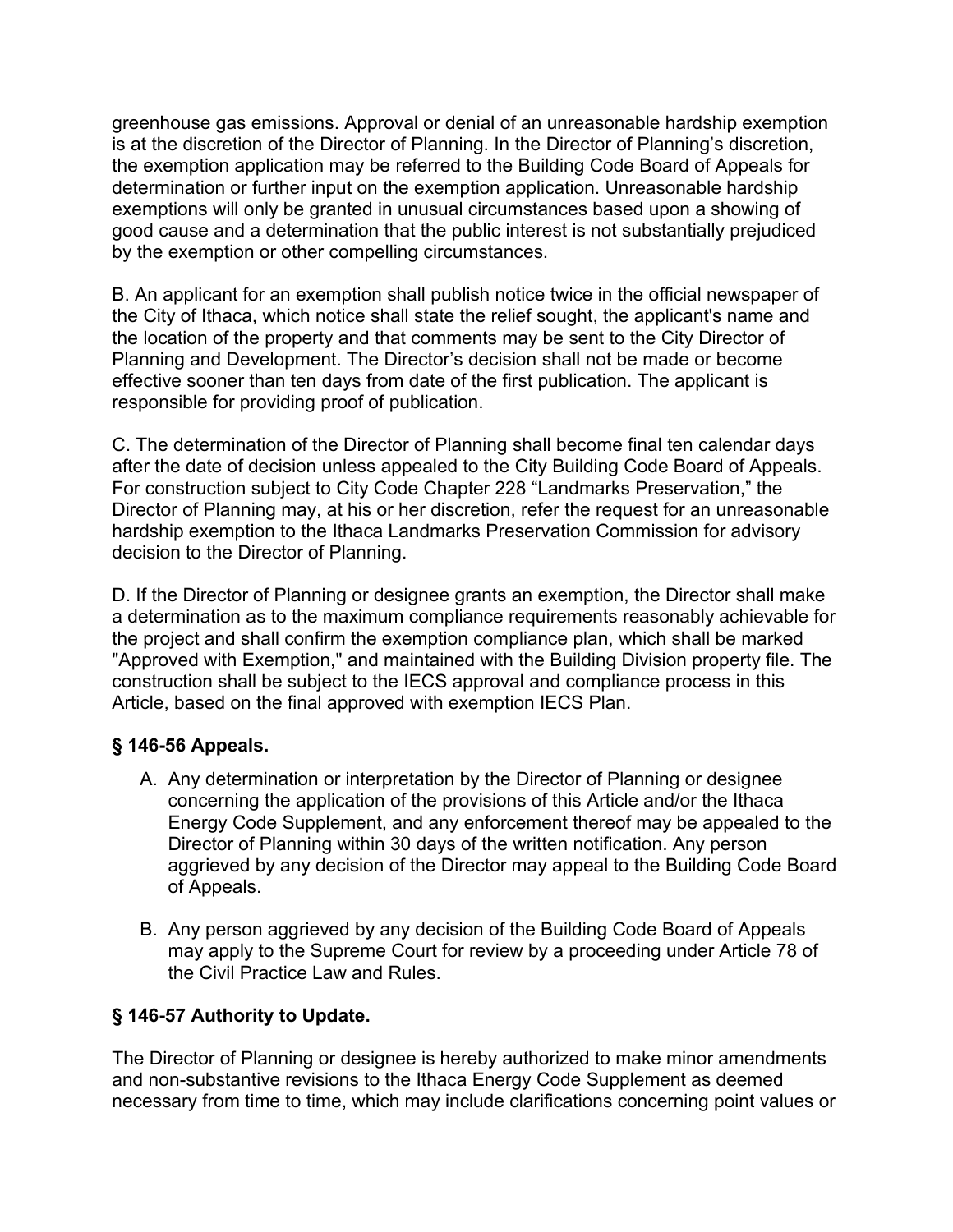greenhouse gas emissions. Approval or denial of an unreasonable hardship exemption is at the discretion of the Director of Planning. In the Director of Planning's discretion, the exemption application may be referred to the Building Code Board of Appeals for determination or further input on the exemption application. Unreasonable hardship exemptions will only be granted in unusual circumstances based upon a showing of good cause and a determination that the public interest is not substantially prejudiced by the exemption or other compelling circumstances.

B. An applicant for an exemption shall publish notice twice in the official newspaper of the City of Ithaca, which notice shall state the relief sought, the applicant's name and the location of the property and that comments may be sent to the City Director of Planning and Development. The Director's decision shall not be made or become effective sooner than ten days from date of the first publication. The applicant is responsible for providing proof of publication.

C. The determination of the Director of Planning shall become final ten calendar days after the date of decision unless appealed to the City Building Code Board of Appeals. For construction subject to City Code Chapter 228 "Landmarks Preservation," the Director of Planning may, at his or her discretion, refer the request for an unreasonable hardship exemption to the Ithaca Landmarks Preservation Commission for advisory decision to the Director of Planning.

D. If the Director of Planning or designee grants an exemption, the Director shall make a determination as to the maximum compliance requirements reasonably achievable for the project and shall confirm the exemption compliance plan, which shall be marked "Approved with Exemption," and maintained with the Building Division property file. The construction shall be subject to the IECS approval and compliance process in this Article, based on the final approved with exemption IECS Plan.

### § 146-56 Appeals.

A. Any determination or interpretation by the Director of Planning or designee concerning the application of the provisions of this Article and/or the Ithaca Energy Code Supplement, and any enforcement thereof may be appealed to the Director of Planning within 30 days of the written notification. Any person aggrieved by any decision of the Director may appeal to the Building Code Board of Appeals.

B. Any person aggrieved by any decision of the Building Code Board of Appeals may apply to the Supreme Court for review by a proceeding under Article 78 of the Civil Practice Law and Rules.

### § 146-57 Authority to Update.

The Director of Planning or designee is hereby authorized to make minor amendments and non-substantive revisions to the Ithaca Energy Code Supplement as deemed necessary from time to time, which may include clarifications concerning point values or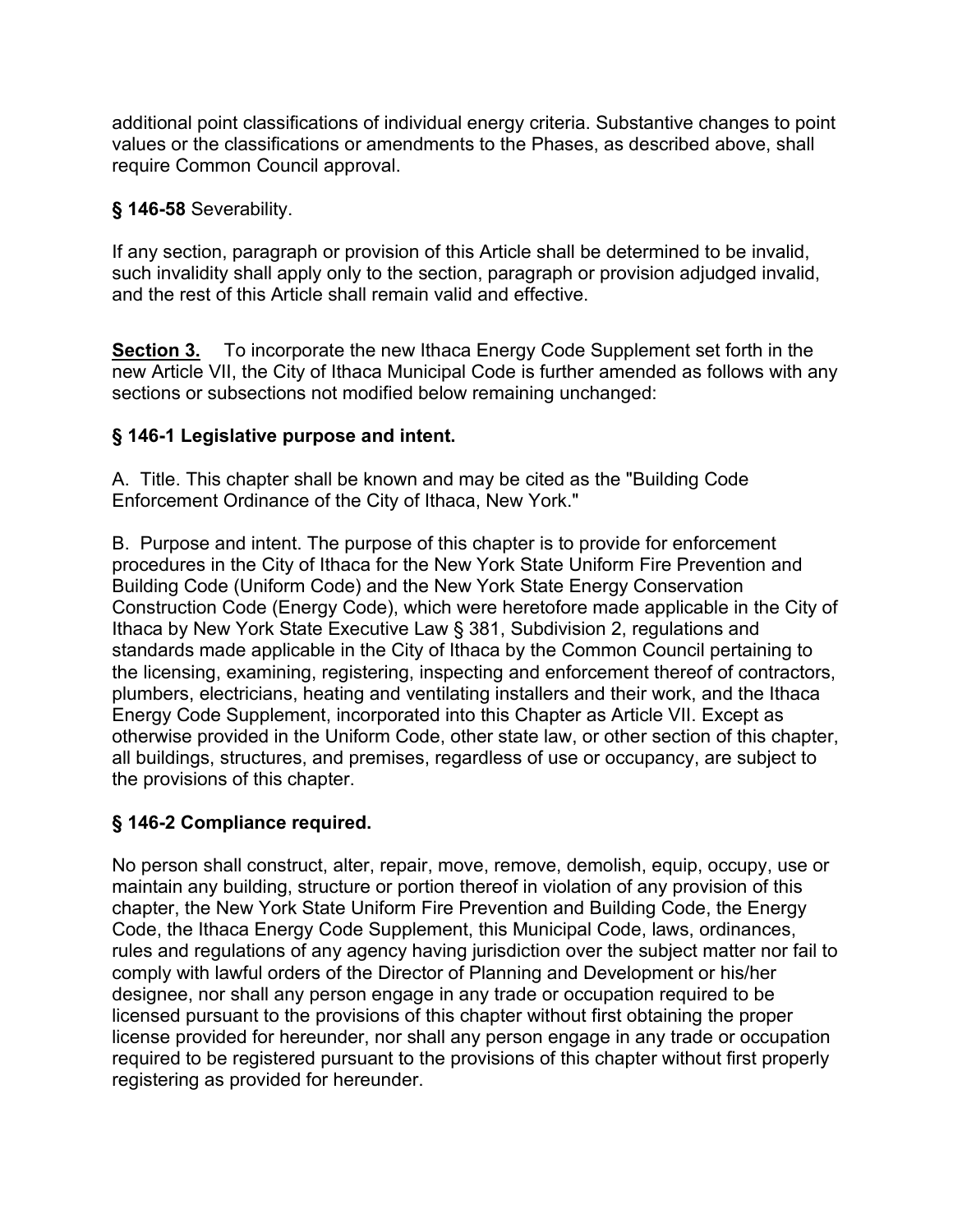additional point classifications of individual energy criteria. Substantive changes to point values or the classifications or amendments to the Phases, as described above, shall require Common Council approval.

**§ 146-58** Severability.

If any section, paragraph or provision of this Article shall be determined to be invalid, such invalidity shall apply only to the section, paragraph or provision adjudged invalid, and the rest of this Article shall remain valid and effective.

**Section 3.** To incorporate the new Ithaca Energy Code Supplement set forth in the new Article VII, the City of Ithaca Municipal Code is further amended as follows with any sections or subsections not modified below remaining unchanged:

**§ 146-1 Legislative purpose and intent.**

A. Title. This chapter shall be known and may be cited as the "Building Code Enforcement Ordinance of the City of Ithaca, New York."

B. Purpose and intent. The purpose of this chapter is to provide for enforcement procedures in the City of Ithaca for the New York State Uniform Fire Prevention and Building Code (Uniform Code) and the New York State Energy Conservation Construction Code (Energy Code), which were heretofore made applicable in the City of Ithaca by New York State Executive Law § 381, Subdivision 2, regulations and standards made applicable in the City of Ithaca by the Common Council pertaining to the licensing, examining, registering, inspecting and enforcement thereof of contractors, plumbers, electricians, heating and ventilating installers and their work, and the Ithaca Energy Code Supplement, incorporated into this Chapter as Article VII. Except as otherwise provided in the Uniform Code, other state law, or other section of this chapter, all buildings, structures, and premises, regardless of use or occupancy, are subject to the provisions of this chapter.

**§ 146-2 Compliance required.**

No person shall construct, alter, repair, move, remove, demolish, equip, occupy, use or maintain any building, structure or portion thereof in violation of any provision of this chapter, the New York State Uniform Fire Prevention and Building Code, the Energy Code, the Ithaca Energy Code Supplement, this Municipal Code, laws, ordinances, rules and regulations of any agency having jurisdiction over the subject matter nor fail to comply with lawful orders of the Director of Planning and Development or his/her designee, nor shall any person engage in any trade or occupation required to be licensed pursuant to the provisions of this chapter without first obtaining the proper license provided for hereunder, nor shall any person engage in any trade or occupation required to be registered pursuant to the provisions of this chapter without first properly registering as provided for hereunder.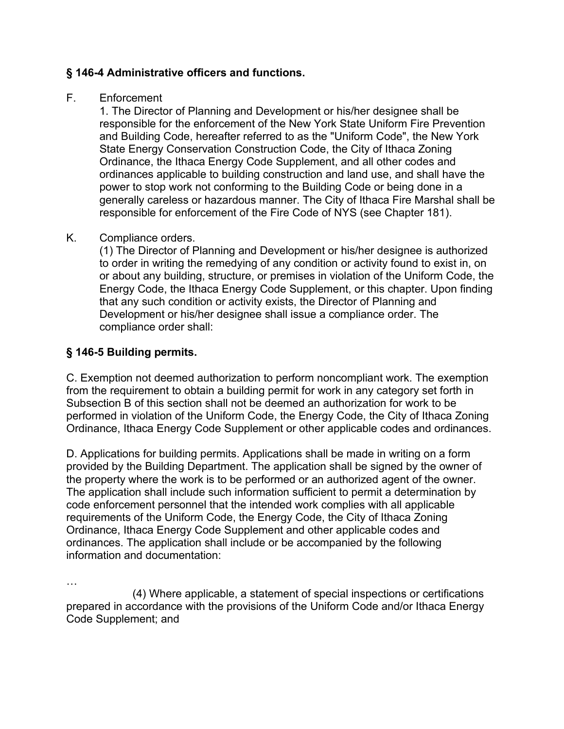**§ 146-4 Administrative officers and functions.**

F. Enforcement

1. The Director of Planning and Development or his/her designee shall be responsible for the enforcement of the New York State Uniform Fire Prevention and Building Code, hereafter referred to as the "Uniform Code", the New York State Energy Conservation Construction Code, the City of Ithaca Zoning Ordinance, the Ithaca Energy Code Supplement, and all other codes and ordinances applicable to building construction and land use, and shall have the power to stop work not conforming to the Building Code or being done in a generally careless or hazardous manner. The City of Ithaca Fire Marshal shall be responsible for enforcement of the Fire Code of NYS (see Chapter 181).

K. Compliance orders.

(1) The Director of Planning and Development or his/her designee is authorized to order in writing the remedying of any condition or activity found to exist in, on or about any building, structure, or premises in violation of the Uniform Code, the Energy Code, the Ithaca Energy Code Supplement, or this chapter. Upon finding that any such condition or activity exists, the Director of Planning and Development or his/her designee shall issue a compliance order. The compliance order shall:

**§ 146-5 Building permits.**

C. Exemption not deemed authorization to perform noncompliant work. The exemption from the requirement to obtain a building permit for work in any category set forth in Subsection B of this section shall not be deemed an authorization for work to be performed in violation of the Uniform Code, the Energy Code, the City of Ithaca Zoning Ordinance, Ithaca Energy Code Supplement or other applicable codes and ordinances.

D. Applications for building permits. Applications shall be made in writing on a form provided by the Building Department. The application shall be signed by the owner of the property where the work is to be performed or an authorized agent of the owner. The application shall include such information sufficient to permit a determination by code enforcement personnel that the intended work complies with all applicable requirements of the Uniform Code, the Energy Code, the City of Ithaca Zoning Ordinance, Ithaca Energy Code Supplement and other applicable codes and ordinances. The application shall include or be accompanied by the following information and documentation:

…

(4) Where applicable, a statement of special inspections or certifications prepared in accordance with the provisions of the Uniform Code and/or Ithaca Energy Code Supplement; and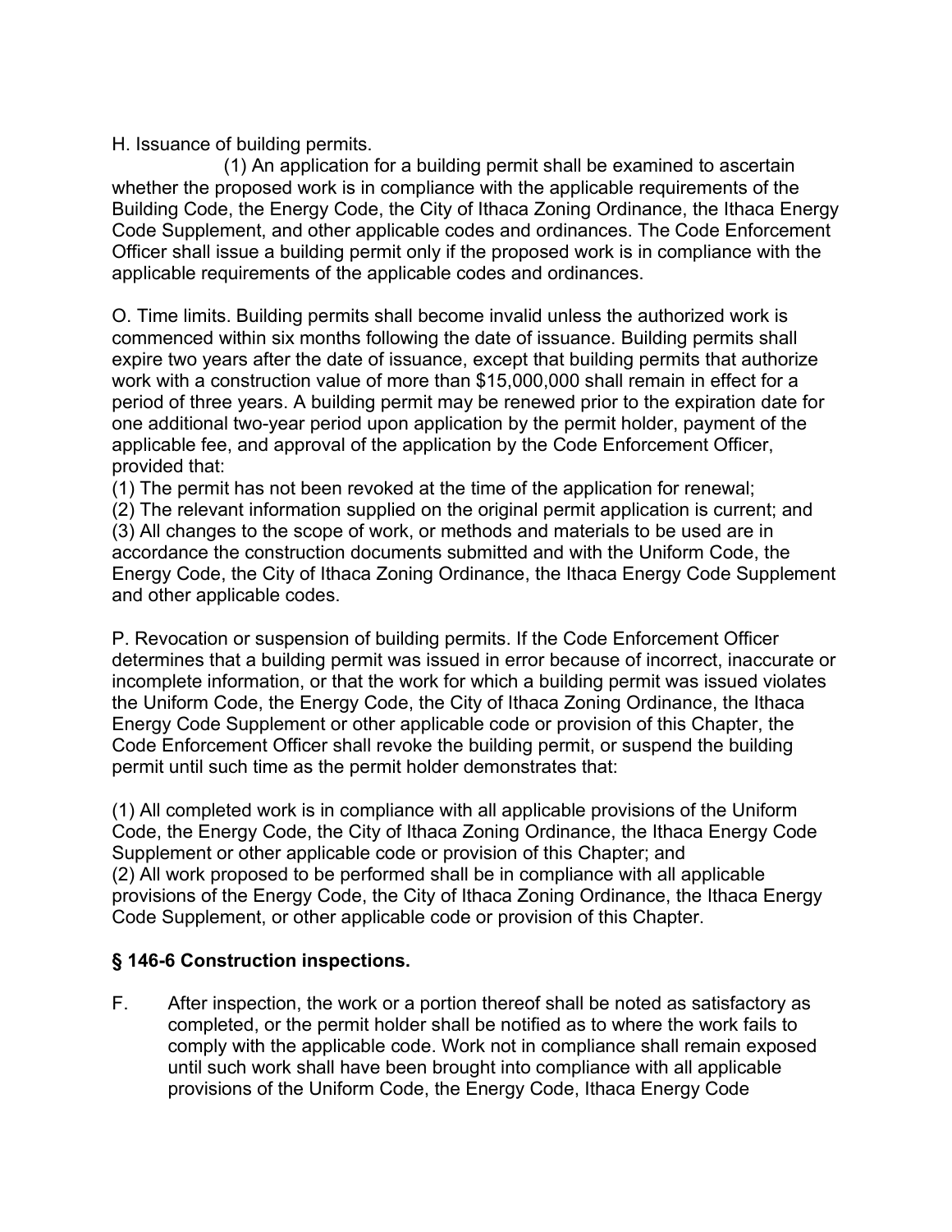H. Issuance of building permits.

(1) An application for a building permit shall be examined to ascertain whether the proposed work is in compliance with the applicable requirements of the Building Code, the Energy Code, the City of Ithaca Zoning Ordinance, the Ithaca Energy Code Supplement, and other applicable codes and ordinances. The Code Enforcement Officer shall issue a building permit only if the proposed work is in compliance with the applicable requirements of the applicable codes and ordinances.

O. Time limits. Building permits shall become invalid unless the authorized work is commenced within six months following the date of issuance. Building permits shall expire two years after the date of issuance, except that building permits that authorize work with a construction value of more than $15,000,000 shall remain in effect for a period of three years. A building permit may be renewed prior to the expiration date for one additional two-year period upon application by the permit holder, payment of the applicable fee, and approval of the application by the Code Enforcement Officer, provided that:
(1) The permit has not been revoked at the time of the application for renewal;
(2) The relevant information supplied on the original permit application is current; and
(3) All changes to the scope of work, or methods and materials to be used are in accordance the construction documents submitted and with the Uniform Code, the Energy Code, the City of Ithaca Zoning Ordinance, the Ithaca Energy Code Supplement and other applicable codes.

P. Revocation or suspension of building permits. If the Code Enforcement Officer determines that a building permit was issued in error because of incorrect, inaccurate or incomplete information, or that the work for which a building permit was issued violates the Uniform Code, the Energy Code, the City of Ithaca Zoning Ordinance, the Ithaca Energy Code Supplement or other applicable code or provision of this Chapter, the Code Enforcement Officer shall revoke the building permit, or suspend the building permit until such time as the permit holder demonstrates that:

(1) All completed work is in compliance with all applicable provisions of the Uniform Code, the Energy Code, the City of Ithaca Zoning Ordinance, the Ithaca Energy Code Supplement or other applicable code or provision of this Chapter; and
(2) All work proposed to be performed shall be in compliance with all applicable provisions of the Energy Code, the City of Ithaca Zoning Ordinance, the Ithaca Energy Code Supplement, or other applicable code or provision of this Chapter.

## § 146-6 Construction inspections.

F. After inspection, the work or a portion thereof shall be noted as satisfactory as completed, or the permit holder shall be notified as to where the work fails to comply with the applicable code. Work not in compliance shall remain exposed until such work shall have been brought into compliance with all applicable provisions of the Uniform Code, the Energy Code, Ithaca Energy Code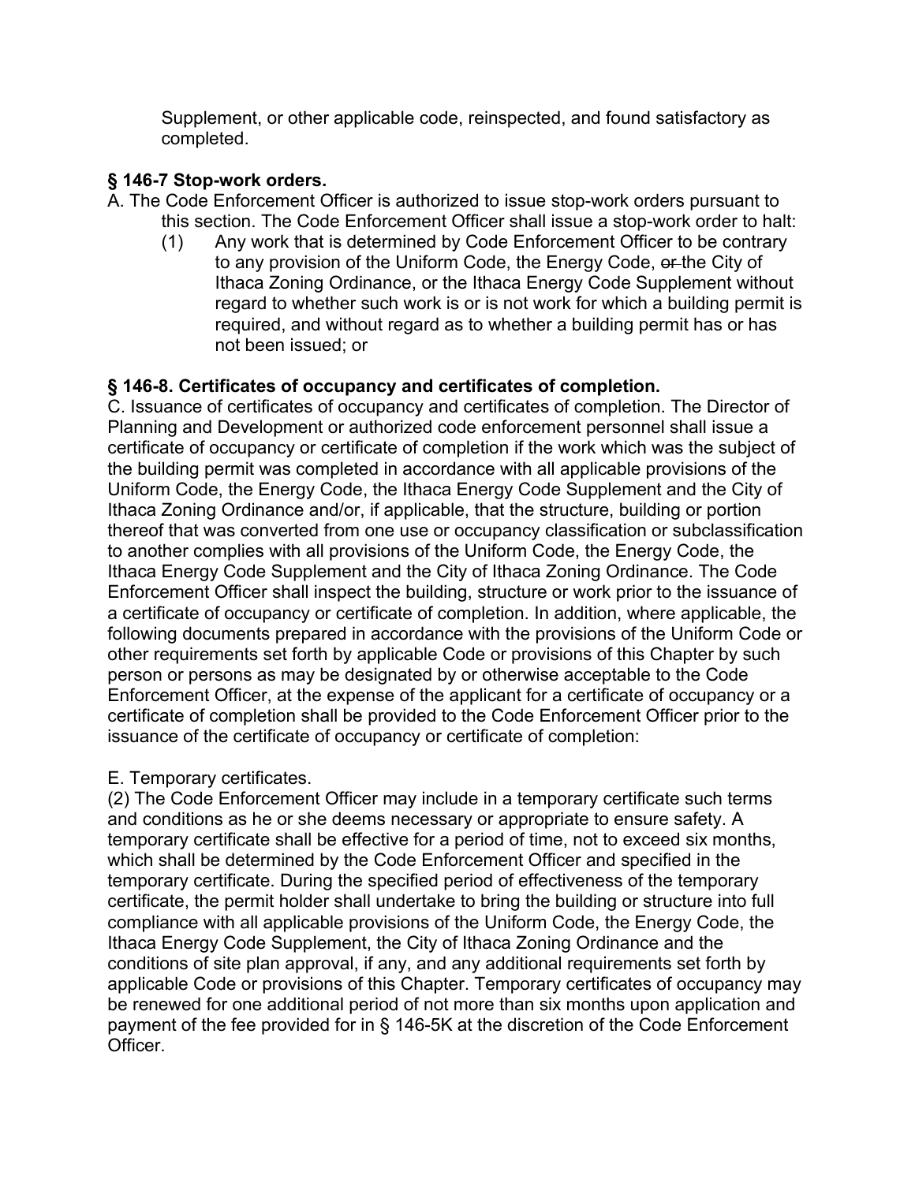Supplement, or other applicable code, reinspected, and found satisfactory as completed.

**§ 146-7 Stop-work orders.**

A. The Code Enforcement Officer is authorized to issue stop-work orders pursuant to this section. The Code Enforcement Officer shall issue a stop-work order to halt:

(1) Any work that is determined by Code Enforcement Officer to be contrary to any provision of the Uniform Code, the Energy Code, ~~or~~ the City of Ithaca Zoning Ordinance, or the Ithaca Energy Code Supplement without regard to whether such work is or is not work for which a building permit is required, and without regard as to whether a building permit has or has not been issued; or

**§ 146-8. Certificates of occupancy and certificates of completion.**

C. Issuance of certificates of occupancy and certificates of completion. The Director of Planning and Development or authorized code enforcement personnel shall issue a certificate of occupancy or certificate of completion if the work which was the subject of the building permit was completed in accordance with all applicable provisions of the Uniform Code, the Energy Code, the Ithaca Energy Code Supplement and the City of Ithaca Zoning Ordinance and/or, if applicable, that the structure, building or portion thereof that was converted from one use or occupancy classification or subclassification to another complies with all provisions of the Uniform Code, the Energy Code, the Ithaca Energy Code Supplement and the City of Ithaca Zoning Ordinance. The Code Enforcement Officer shall inspect the building, structure or work prior to the issuance of a certificate of occupancy or certificate of completion. In addition, where applicable, the following documents prepared in accordance with the provisions of the Uniform Code or other requirements set forth by applicable Code or provisions of this Chapter by such person or persons as may be designated by or otherwise acceptable to the Code Enforcement Officer, at the expense of the applicant for a certificate of occupancy or a certificate of completion shall be provided to the Code Enforcement Officer prior to the issuance of the certificate of occupancy or certificate of completion:

E. Temporary certificates.

(2) The Code Enforcement Officer may include in a temporary certificate such terms and conditions as he or she deems necessary or appropriate to ensure safety. A temporary certificate shall be effective for a period of time, not to exceed six months, which shall be determined by the Code Enforcement Officer and specified in the temporary certificate. During the specified period of effectiveness of the temporary certificate, the permit holder shall undertake to bring the building or structure into full compliance with all applicable provisions of the Uniform Code, the Energy Code, the Ithaca Energy Code Supplement, the City of Ithaca Zoning Ordinance and the conditions of site plan approval, if any, and any additional requirements set forth by applicable Code or provisions of this Chapter. Temporary certificates of occupancy may be renewed for one additional period of not more than six months upon application and payment of the fee provided for in § 146-5K at the discretion of the Code Enforcement Officer.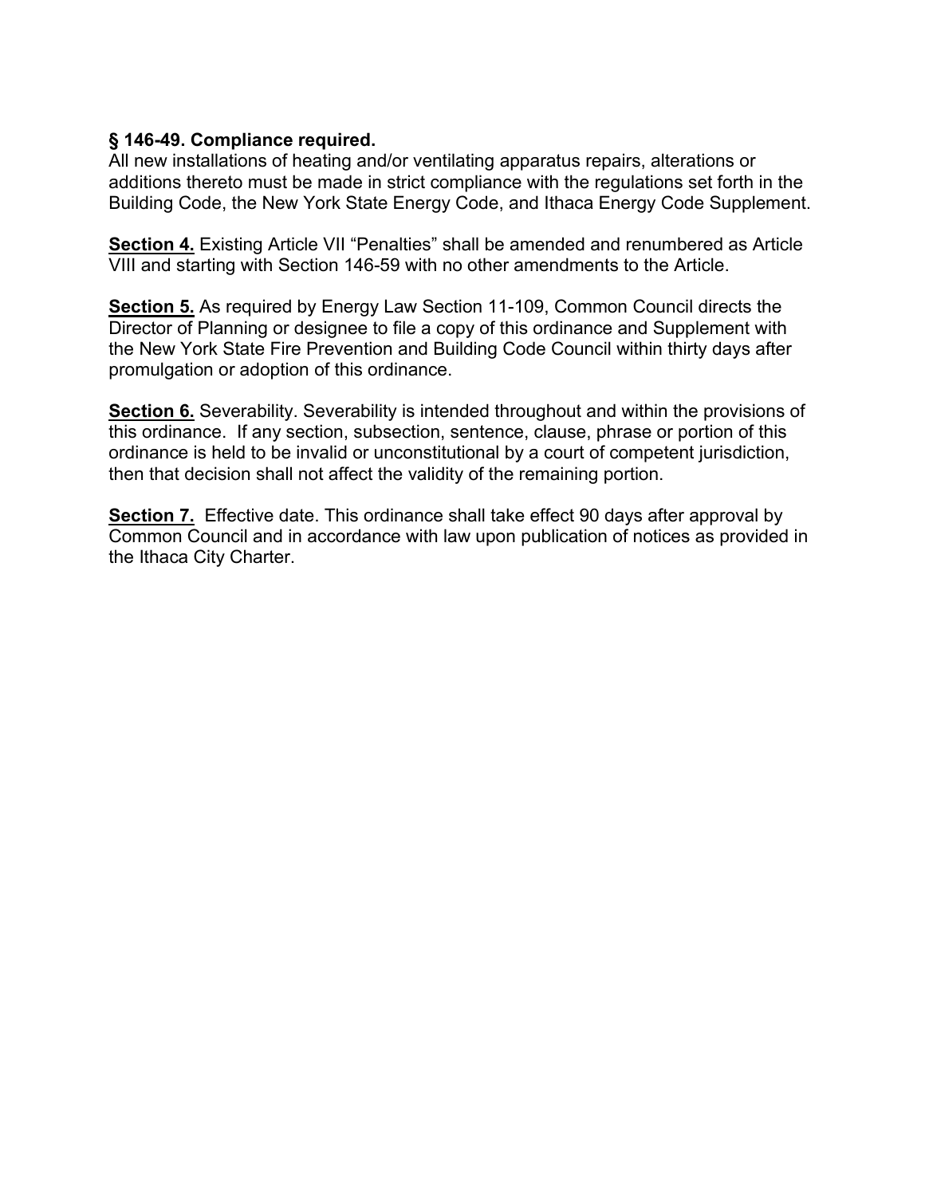**§ 146-49. Compliance required.**
All new installations of heating and/or ventilating apparatus repairs, alterations or additions thereto must be made in strict compliance with the regulations set forth in the Building Code, the New York State Energy Code, and Ithaca Energy Code Supplement.

**Section 4.** Existing Article VII "Penalties" shall be amended and renumbered as Article VIII and starting with Section 146-59 with no other amendments to the Article.

**Section 5.** As required by Energy Law Section 11-109, Common Council directs the Director of Planning or designee to file a copy of this ordinance and Supplement with the New York State Fire Prevention and Building Code Council within thirty days after promulgation or adoption of this ordinance.

**Section 6.** Severability. Severability is intended throughout and within the provisions of this ordinance. If any section, subsection, sentence, clause, phrase or portion of this ordinance is held to be invalid or unconstitutional by a court of competent jurisdiction, then that decision shall not affect the validity of the remaining portion.

**Section 7.** Effective date. This ordinance shall take effect 90 days after approval by Common Council and in accordance with law upon publication of notices as provided in the Ithaca City Charter.